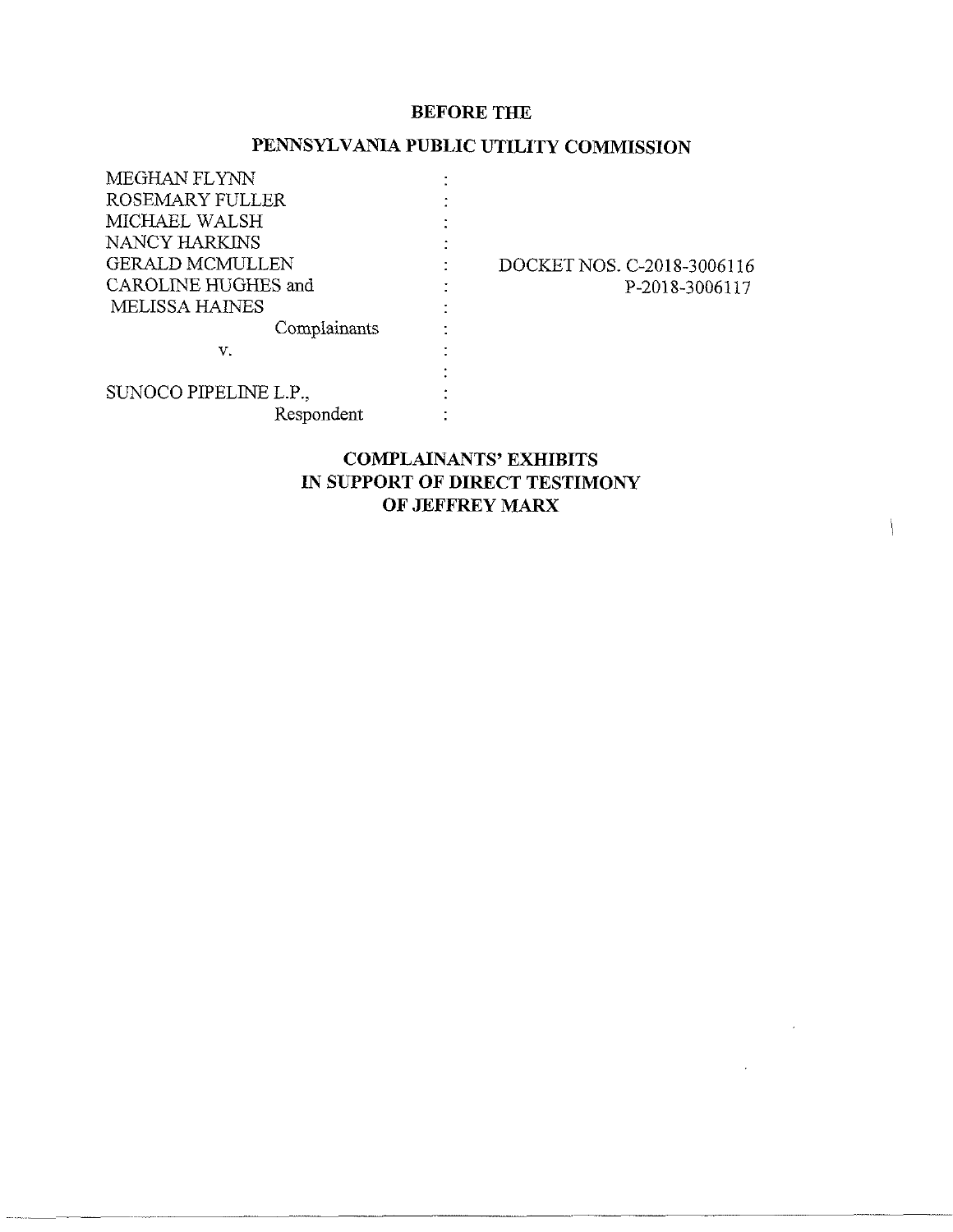**BEFORE THE**

**PENNSYLVANIA PUBLIC UTILITY COMMISSION**

| | | |
|---|---|---|
| MEGHAN FLYNN | : | |
| ROSEMARY FULLER | : | |
| MICHAEL WALSH | : | |
| NANCY HARKINS | : | |
| GERALD MCMULLEN | : | DOCKET NOS. C-2018-3006116 |
| CAROLINE HUGHES and | : | P-2018-3006117 |
| MELISSA HAINES | : | |
| Complainants | : | |
| v. | : | |
| | : | |
| SUNOCO PIPELINE L.P., | : | |
| Respondent | : | |

**COMPLAINANTS' EXHIBITS**
**IN SUPPORT OF DIRECT TESTIMONY**
**OF JEFFREY MARX**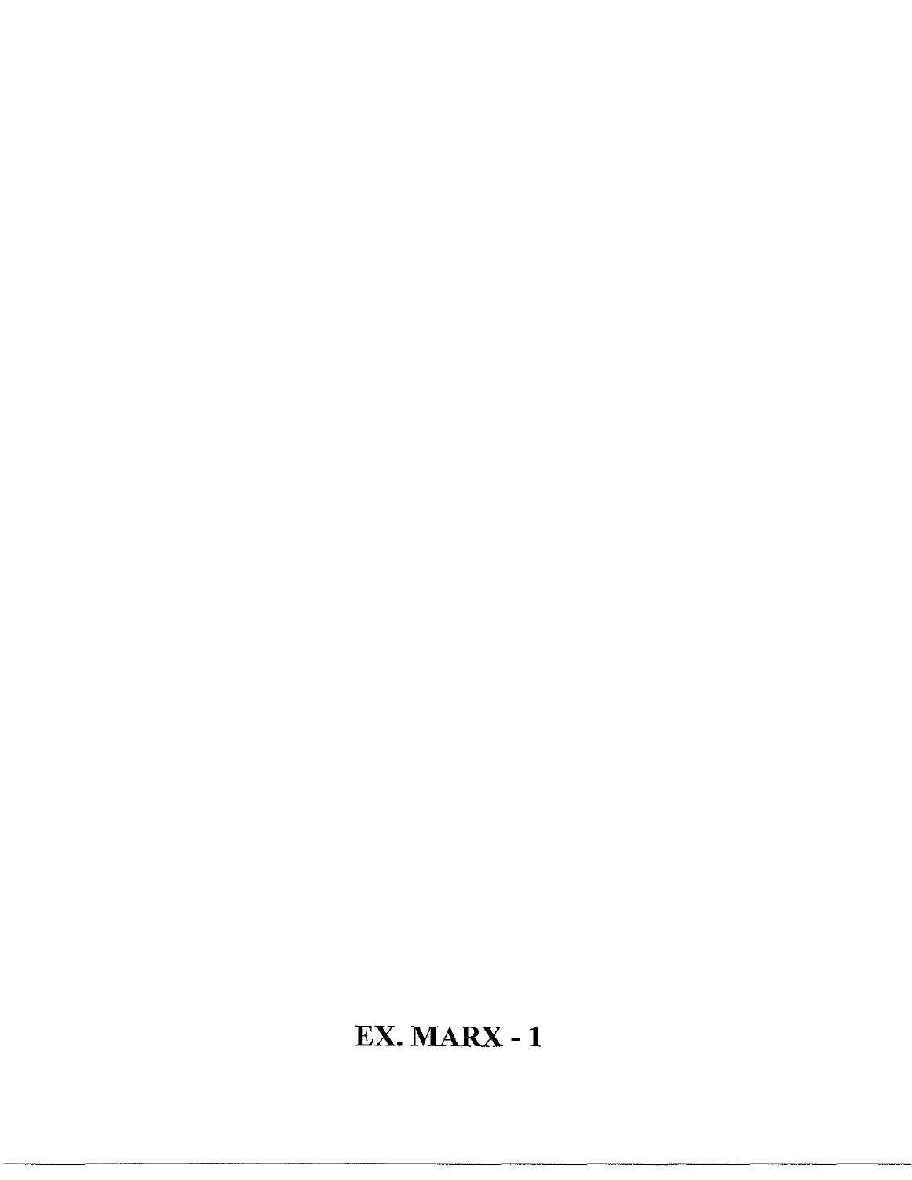**EX. MARX - 1**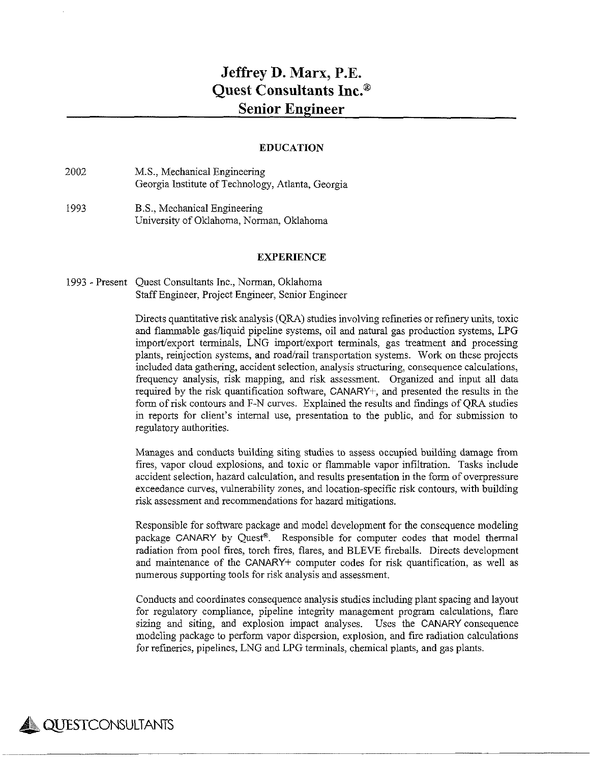# Jeffrey D. Marx, P.E.
# Quest Consultants Inc.®
# Senior Engineer

## EDUCATION

2002 M.S., Mechanical Engineering
Georgia Institute of Technology, Atlanta, Georgia

1993 B.S., Mechanical Engineering
University of Oklahoma, Norman, Oklahoma

## EXPERIENCE

1993 - Present Quest Consultants Inc., Norman, Oklahoma
Staff Engineer, Project Engineer, Senior Engineer

Directs quantitative risk analysis (QRA) studies involving refineries or refinery units, toxic and flammable gas/liquid pipeline systems, oil and natural gas production systems, LPG import/export terminals, LNG import/export terminals, gas treatment and processing plants, reinjection systems, and road/rail transportation systems. Work on these projects included data gathering, accident selection, analysis structuring, consequence calculations, frequency analysis, risk mapping, and risk assessment. Organized and input all data required by the risk quantification software, CANARY+, and presented the results in the form of risk contours and F-N curves. Explained the results and findings of QRA studies in reports for client's internal use, presentation to the public, and for submission to regulatory authorities.

Manages and conducts building siting studies to assess occupied building damage from fires, vapor cloud explosions, and toxic or flammable vapor infiltration. Tasks include accident selection, hazard calculation, and results presentation in the form of overpressure exceedance curves, vulnerability zones, and location-specific risk contours, with building risk assessment and recommendations for hazard mitigations.

Responsible for software package and model development for the consequence modeling package CANARY by Quest®. Responsible for computer codes that model thermal radiation from pool fires, torch fires, flares, and BLEVE fireballs. Directs development and maintenance of the CANARY+ computer codes for risk quantification, as well as numerous supporting tools for risk analysis and assessment.

Conducts and coordinates consequence analysis studies including plant spacing and layout for regulatory compliance, pipeline integrity management program calculations, flare sizing and siting, and explosion impact analyses. Uses the CANARY consequence modeling package to perform vapor dispersion, explosion, and fire radiation calculations for refineries, pipelines, LNG and LPG terminals, chemical plants, and gas plants.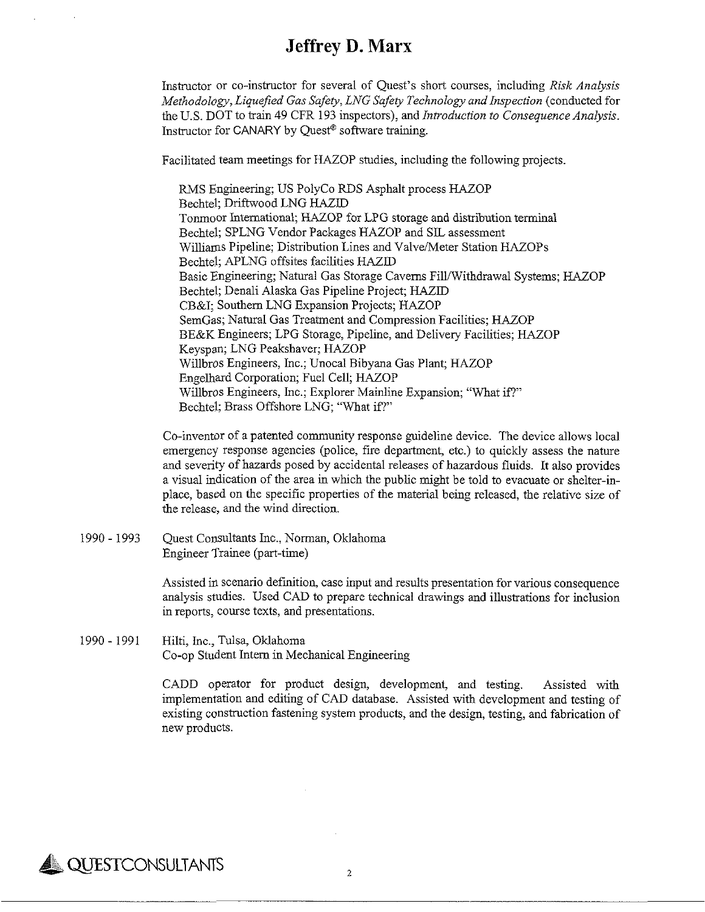Instructor or co-instructor for several of Quest's short courses, including *Risk Analysis Methodology*, *Liquefied Gas Safety*, *LNG Safety Technology and Inspection* (conducted for the U.S. DOT to train 49 CFR 193 inspectors), and *Introduction to Consequence Analysis*. Instructor for CANARY by Quest® software training.

Facilitated team meetings for HAZOP studies, including the following projects.

RMS Engineering; US PolyCo RDS Asphalt process HAZOP
Bechtel; Driftwood LNG HAZID
Tonmoor International; HAZOP for LPG storage and distribution terminal
Bechtel; SPLNG Vendor Packages HAZOP and SIL assessment
Williams Pipeline; Distribution Lines and Valve/Meter Station HAZOPs
Bechtel; APLNG offsites facilities HAZID
Basic Engineering; Natural Gas Storage Caverns Fill/Withdrawal Systems; HAZOP
Bechtel; Denali Alaska Gas Pipeline Project; HAZID
CB&I; Southern LNG Expansion Projects; HAZOP
SemGas; Natural Gas Treatment and Compression Facilities; HAZOP
BE&K Engineers; LPG Storage, Pipeline, and Delivery Facilities; HAZOP
Keyspan; LNG Peakshaver; HAZOP
Willbros Engineers, Inc.; Unocal Bibyana Gas Plant; HAZOP
Engelhard Corporation; Fuel Cell; HAZOP
Willbros Engineers, Inc.; Explorer Mainline Expansion; "What if?"
Bechtel; Brass Offshore LNG; "What if?"

Co-inventor of a patented community response guideline device. The device allows local emergency response agencies (police, fire department, etc.) to quickly assess the nature and severity of hazards posed by accidental releases of hazardous fluids. It also provides a visual indication of the area in which the public might be told to evacuate or shelter-in-place, based on the specific properties of the material being released, the relative size of the release, and the wind direction.

1990 - 1993 Quest Consultants Inc., Norman, Oklahoma
Engineer Trainee (part-time)

Assisted in scenario definition, case input and results presentation for various consequence analysis studies. Used CAD to prepare technical drawings and illustrations for inclusion in reports, course texts, and presentations.

1990 - 1991 Hilti, Inc., Tulsa, Oklahoma
Co-op Student Intern in Mechanical Engineering

CADD operator for product design, development, and testing. Assisted with implementation and editing of CAD database. Assisted with development and testing of existing construction fastening system products, and the design, testing, and fabrication of new products.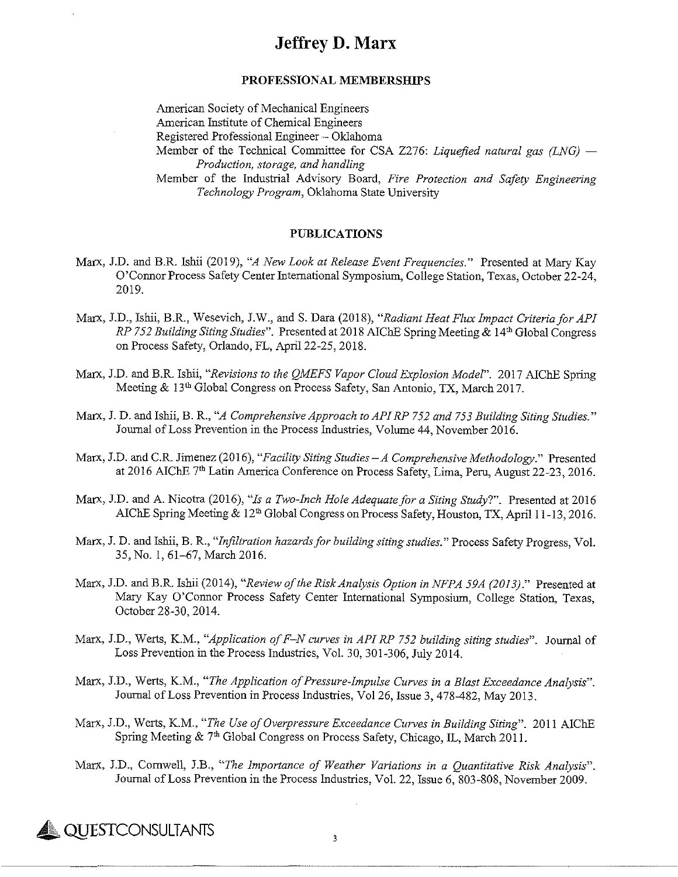# Jeffrey D. Marx

## PROFESSIONAL MEMBERSHIPS

American Society of Mechanical Engineers
American Institute of Chemical Engineers
Registered Professional Engineer – Oklahoma
Member of the Technical Committee for CSA Z276: *Liquefied natural gas (LNG) — Production, storage, and handling*
Member of the Industrial Advisory Board, *Fire Protection and Safety Engineering Technology Program*, Oklahoma State University

## PUBLICATIONS

Marx, J.D. and B.R. Ishii (2019), "*A New Look at Release Event Frequencies.*" Presented at Mary Kay O'Connor Process Safety Center International Symposium, College Station, Texas, October 22-24, 2019.

Marx, J.D., Ishii, B.R., Wesevich, J.W., and S. Dara (2018), "*Radiant Heat Flux Impact Criteria for API RP 752 Building Siting Studies*". Presented at 2018 AIChE Spring Meeting & 14th Global Congress on Process Safety, Orlando, FL, April 22-25, 2018.

Marx, J.D. and B.R. Ishii, "*Revisions to the QMEFS Vapor Cloud Explosion Model*". 2017 AIChE Spring Meeting & 13th Global Congress on Process Safety, San Antonio, TX, March 2017.

Marx, J. D. and Ishii, B. R., "*A Comprehensive Approach to API RP 752 and 753 Building Siting Studies.*" Journal of Loss Prevention in the Process Industries, Volume 44, November 2016.

Marx, J.D. and C.R. Jimenez (2016), "*Facility Siting Studies – A Comprehensive Methodology.*" Presented at 2016 AIChE 7th Latin America Conference on Process Safety, Lima, Peru, August 22-23, 2016.

Marx, J.D. and A. Nicotra (2016), "*Is a Two-Inch Hole Adequate for a Siting Study*?". Presented at 2016 AIChE Spring Meeting & 12th Global Congress on Process Safety, Houston, TX, April 11-13, 2016.

Marx, J. D. and Ishii, B. R., "*Infiltration hazards for building siting studies.*" Process Safety Progress, Vol. 35, No. 1, 61–67, March 2016.

Marx, J.D. and B.R. Ishii (2014), "*Review of the Risk Analysis Option in NFPA 59A (2013).*" Presented at Mary Kay O'Connor Process Safety Center International Symposium, College Station, Texas, October 28-30, 2014.

Marx, J.D., Werts, K.M., "*Application of F–N curves in API RP 752 building siting studies*". Journal of Loss Prevention in the Process Industries, Vol. 30, 301-306, July 2014.

Marx, J.D., Werts, K.M., "*The Application of Pressure-Impulse Curves in a Blast Exceedance Analysis*". Journal of Loss Prevention in Process Industries, Vol 26, Issue 3, 478-482, May 2013.

Marx, J.D., Werts, K.M., "*The Use of Overpressure Exceedance Curves in Building Siting*". 2011 AIChE Spring Meeting & 7th Global Congress on Process Safety, Chicago, IL, March 2011.

Marx, J.D., Cornwell, J.B., "*The Importance of Weather Variations in a Quantitative Risk Analysis*". Journal of Loss Prevention in the Process Industries, Vol. 22, Issue 6, 803-808, November 2009.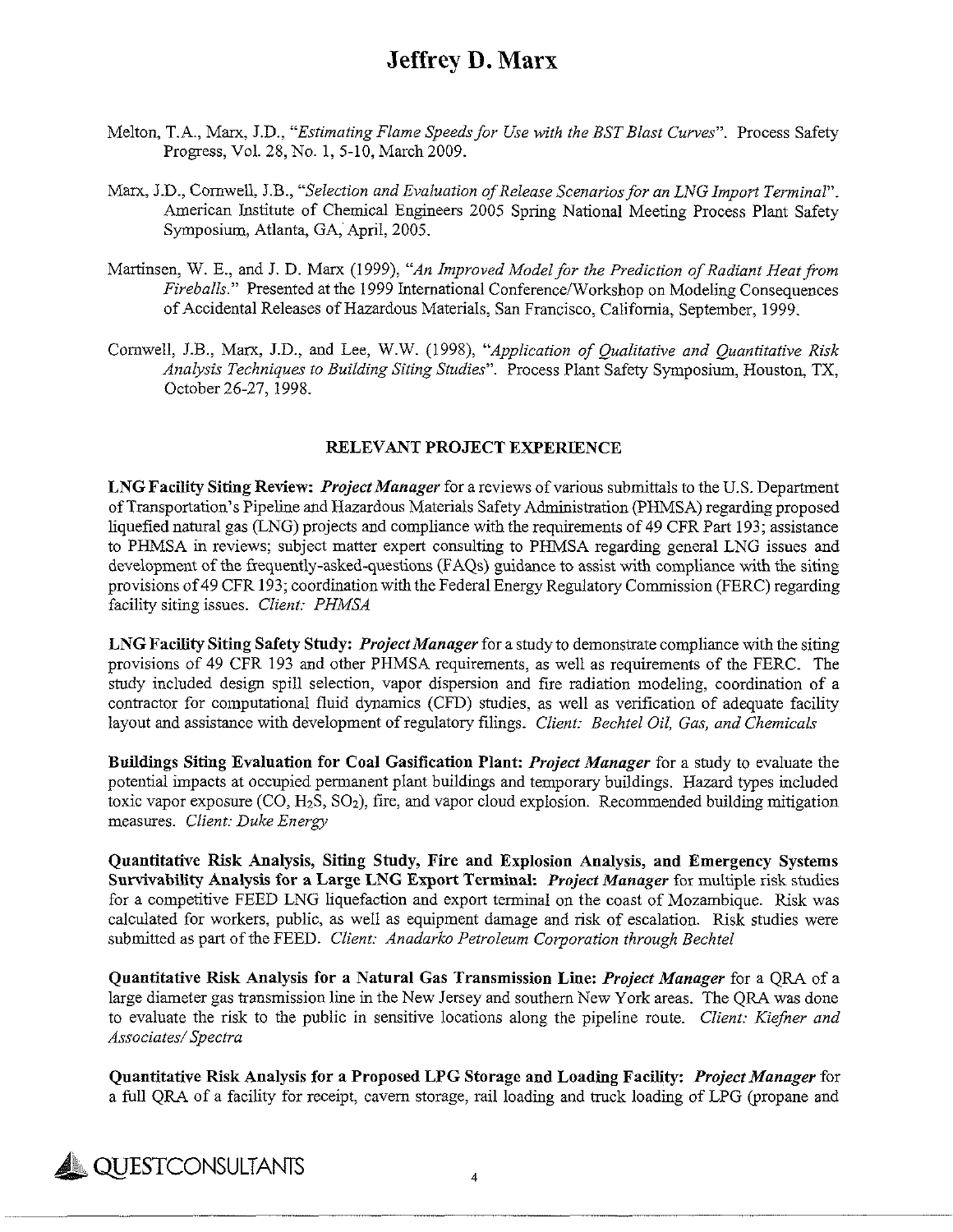Melton, T.A., Marx, J.D., *"Estimating Flame Speeds for Use with the BST Blast Curves"*. Process Safety Progress, Vol. 28, No. 1, 5-10, March 2009.

Marx, J.D., Cornwell, J.B., *"Selection and Evaluation of Release Scenarios for an LNG Import Terminal"*. American Institute of Chemical Engineers 2005 Spring National Meeting Process Plant Safety Symposium, Atlanta, GA, April, 2005.

Martinsen, W. E., and J. D. Marx (1999), *"An Improved Model for the Prediction of Radiant Heat from Fireballs."* Presented at the 1999 International Conference/Workshop on Modeling Consequences of Accidental Releases of Hazardous Materials, San Francisco, California, September, 1999.

Cornwell, J.B., Marx, J.D., and Lee, W.W. (1998), *"Application of Qualitative and Quantitative Risk Analysis Techniques to Building Siting Studies"*. Process Plant Safety Symposium, Houston, TX, October 26-27, 1998.

## RELEVANT PROJECT EXPERIENCE

**LNG Facility Siting Review:** ***Project Manager*** for a reviews of various submittals to the U.S. Department of Transportation's Pipeline and Hazardous Materials Safety Administration (PHMSA) regarding proposed liquefied natural gas (LNG) projects and compliance with the requirements of 49 CFR Part 193; assistance to PHMSA in reviews; subject matter expert consulting to PHMSA regarding general LNG issues and development of the frequently-asked-questions (FAQs) guidance to assist with compliance with the siting provisions of 49 CFR 193; coordination with the Federal Energy Regulatory Commission (FERC) regarding facility siting issues. *Client: PHMSA*

**LNG Facility Siting Safety Study:** ***Project Manager*** for a study to demonstrate compliance with the siting provisions of 49 CFR 193 and other PHMSA requirements, as well as requirements of the FERC. The study included design spill selection, vapor dispersion and fire radiation modeling, coordination of a contractor for computational fluid dynamics (CFD) studies, as well as verification of adequate facility layout and assistance with development of regulatory filings. *Client: Bechtel Oil, Gas, and Chemicals*

**Buildings Siting Evaluation for Coal Gasification Plant:** ***Project Manager*** for a study to evaluate the potential impacts at occupied permanent plant buildings and temporary buildings. Hazard types included toxic vapor exposure ($CO$, $H_2S$, $SO_2$), fire, and vapor cloud explosion. Recommended building mitigation measures. *Client: Duke Energy*

**Quantitative Risk Analysis, Siting Study, Fire and Explosion Analysis, and Emergency Systems Survivability Analysis for a Large LNG Export Terminal:** ***Project Manager*** for multiple risk studies for a competitive FEED LNG liquefaction and export terminal on the coast of Mozambique. Risk was calculated for workers, public, as well as equipment damage and risk of escalation. Risk studies were submitted as part of the FEED. *Client: Anadarko Petroleum Corporation through Bechtel*

**Quantitative Risk Analysis for a Natural Gas Transmission Line:** ***Project Manager*** for a QRA of a large diameter gas transmission line in the New Jersey and southern New York areas. The QRA was done to evaluate the risk to the public in sensitive locations along the pipeline route. *Client: Kiefner and Associates/ Spectra*

**Quantitative Risk Analysis for a Proposed LPG Storage and Loading Facility:** ***Project Manager*** for a full QRA of a facility for receipt, cavern storage, rail loading and truck loading of LPG (propane and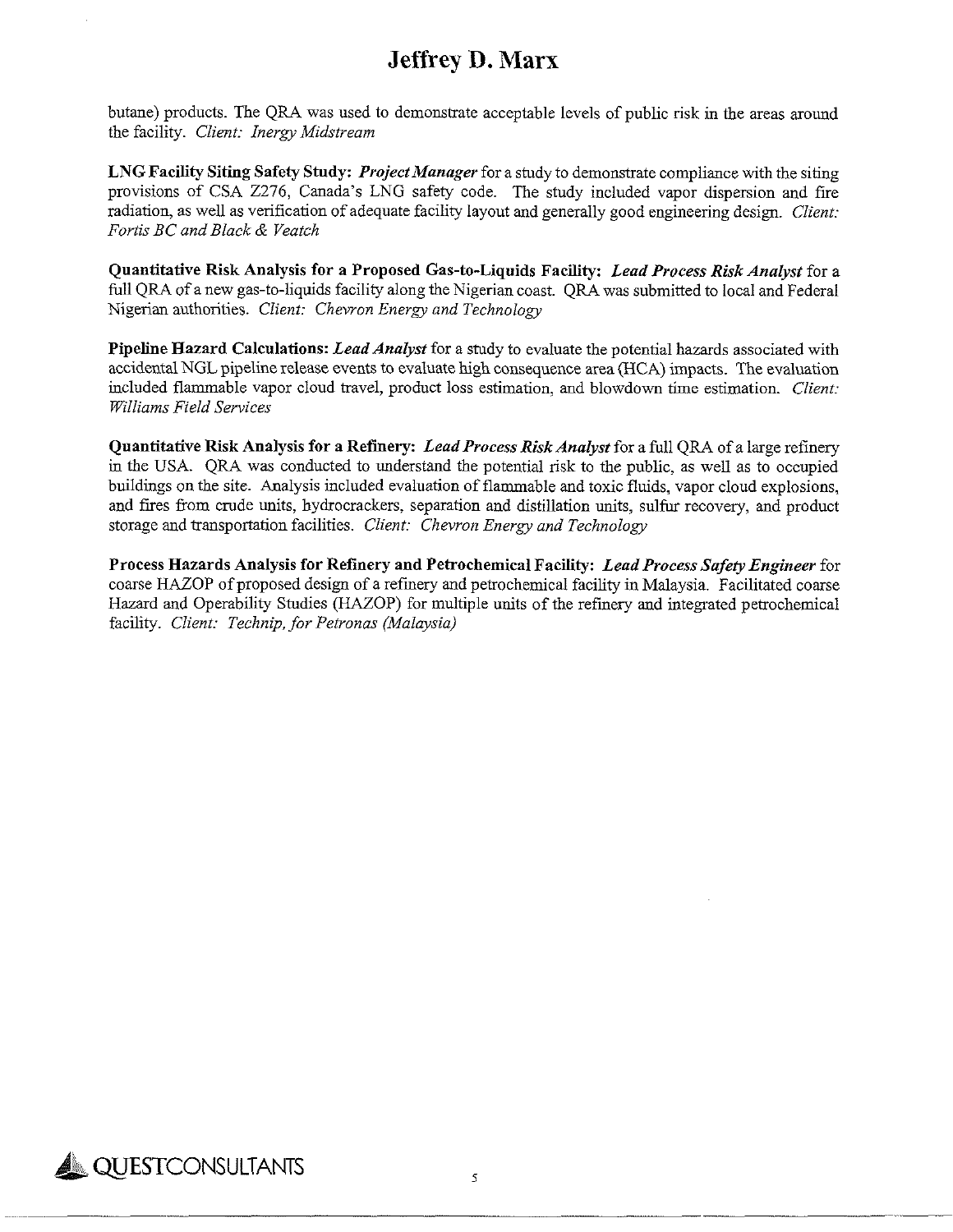butane) products. The QRA was used to demonstrate acceptable levels of public risk in the areas around the facility. *Client: Inergy Midstream*

**LNG Facility Siting Safety Study:** ***Project Manager*** for a study to demonstrate compliance with the siting provisions of CSA Z276, Canada's LNG safety code. The study included vapor dispersion and fire radiation, as well as verification of adequate facility layout and generally good engineering design. *Client: Fortis BC and Black & Veatch*

**Quantitative Risk Analysis for a Proposed Gas-to-Liquids Facility:** ***Lead Process Risk Analyst*** for a full QRA of a new gas-to-liquids facility along the Nigerian coast. QRA was submitted to local and Federal Nigerian authorities. *Client: Chevron Energy and Technology*

**Pipeline Hazard Calculations:** ***Lead Analyst*** for a study to evaluate the potential hazards associated with accidental NGL pipeline release events to evaluate high consequence area (HCA) impacts. The evaluation included flammable vapor cloud travel, product loss estimation, and blowdown time estimation. *Client: Williams Field Services*

**Quantitative Risk Analysis for a Refinery:** ***Lead Process Risk Analyst*** for a full QRA of a large refinery in the USA. QRA was conducted to understand the potential risk to the public, as well as to occupied buildings on the site. Analysis included evaluation of flammable and toxic fluids, vapor cloud explosions, and fires from crude units, hydrocrackers, separation and distillation units, sulfur recovery, and product storage and transportation facilities. *Client: Chevron Energy and Technology*

**Process Hazards Analysis for Refinery and Petrochemical Facility:** ***Lead Process Safety Engineer*** for coarse HAZOP of proposed design of a refinery and petrochemical facility in Malaysia. Facilitated coarse Hazard and Operability Studies (HAZOP) for multiple units of the refinery and integrated petrochemical facility. *Client: Technip, for Petronas (Malaysia)*